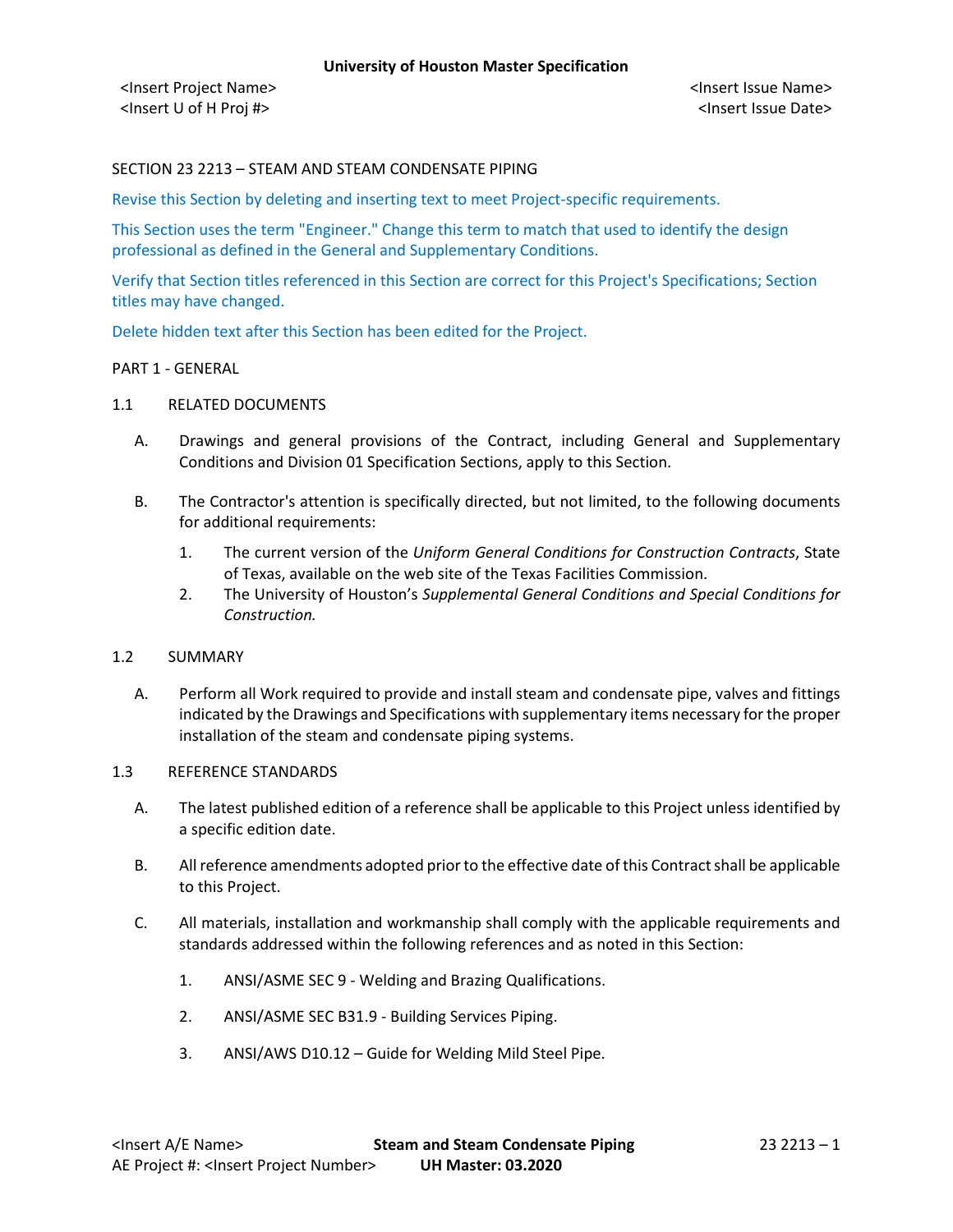# SECTION 23 2213 – STEAM AND STEAM CONDENSATE PIPING

Revise this Section by deleting and inserting text to meet Project-specific requirements.

This Section uses the term "Engineer." Change this term to match that used to identify the design professional as defined in the General and Supplementary Conditions.

Verify that Section titles referenced in this Section are correct for this Project's Specifications; Section titles may have changed.

Delete hidden text after this Section has been edited for the Project.

## PART 1 - GENERAL

### 1.1 RELATED DOCUMENTS

A. Drawings and general provisions of the Contract, including General and Supplementary Conditions and Division 01 Specification Sections, apply to this Section.

B. The Contractor's attention is specifically directed, but not limited, to the following documents for additional requirements:

1. The current version of the *Uniform General Conditions for Construction Contracts*, State of Texas, available on the web site of the Texas Facilities Commission.
2. The University of Houston's *Supplemental General Conditions and Special Conditions for Construction.*

### 1.2 SUMMARY

A. Perform all Work required to provide and install steam and condensate pipe, valves and fittings indicated by the Drawings and Specifications with supplementary items necessary for the proper installation of the steam and condensate piping systems.

### 1.3 REFERENCE STANDARDS

A. The latest published edition of a reference shall be applicable to this Project unless identified by a specific edition date.

B. All reference amendments adopted prior to the effective date of this Contract shall be applicable to this Project.

C. All materials, installation and workmanship shall comply with the applicable requirements and standards addressed within the following references and as noted in this Section:

1. ANSI/ASME SEC 9 - Welding and Brazing Qualifications.
2. ANSI/ASME SEC B31.9 - Building Services Piping.
3. ANSI/AWS D10.12 – Guide for Welding Mild Steel Pipe.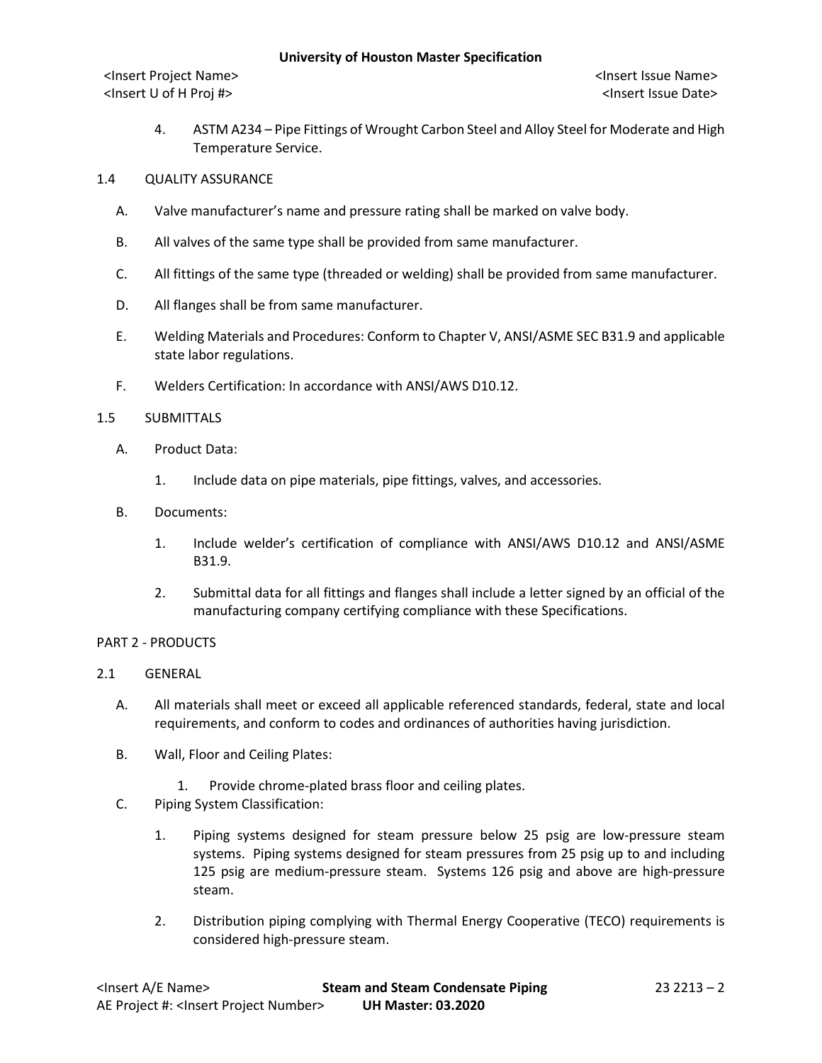4. ASTM A234 – Pipe Fittings of Wrought Carbon Steel and Alloy Steel for Moderate and High Temperature Service.

## 1.4 QUALITY ASSURANCE

A. Valve manufacturer's name and pressure rating shall be marked on valve body.

B. All valves of the same type shall be provided from same manufacturer.

C. All fittings of the same type (threaded or welding) shall be provided from same manufacturer.

D. All flanges shall be from same manufacturer.

E. Welding Materials and Procedures: Conform to Chapter V, ANSI/ASME SEC B31.9 and applicable state labor regulations.

F. Welders Certification: In accordance with ANSI/AWS D10.12.

## 1.5 SUBMITTALS

A. Product Data:

1. Include data on pipe materials, pipe fittings, valves, and accessories.

B. Documents:

1. Include welder's certification of compliance with ANSI/AWS D10.12 and ANSI/ASME B31.9.

2. Submittal data for all fittings and flanges shall include a letter signed by an official of the manufacturing company certifying compliance with these Specifications.

# PART 2 - PRODUCTS

## 2.1 GENERAL

A. All materials shall meet or exceed all applicable referenced standards, federal, state and local requirements, and conform to codes and ordinances of authorities having jurisdiction.

B. Wall, Floor and Ceiling Plates:

1. Provide chrome-plated brass floor and ceiling plates.

C. Piping System Classification:

1. Piping systems designed for steam pressure below 25 psig are low-pressure steam systems. Piping systems designed for steam pressures from 25 psig up to and including 125 psig are medium-pressure steam. Systems 126 psig and above are high-pressure steam.

2. Distribution piping complying with Thermal Energy Cooperative (TECO) requirements is considered high-pressure steam.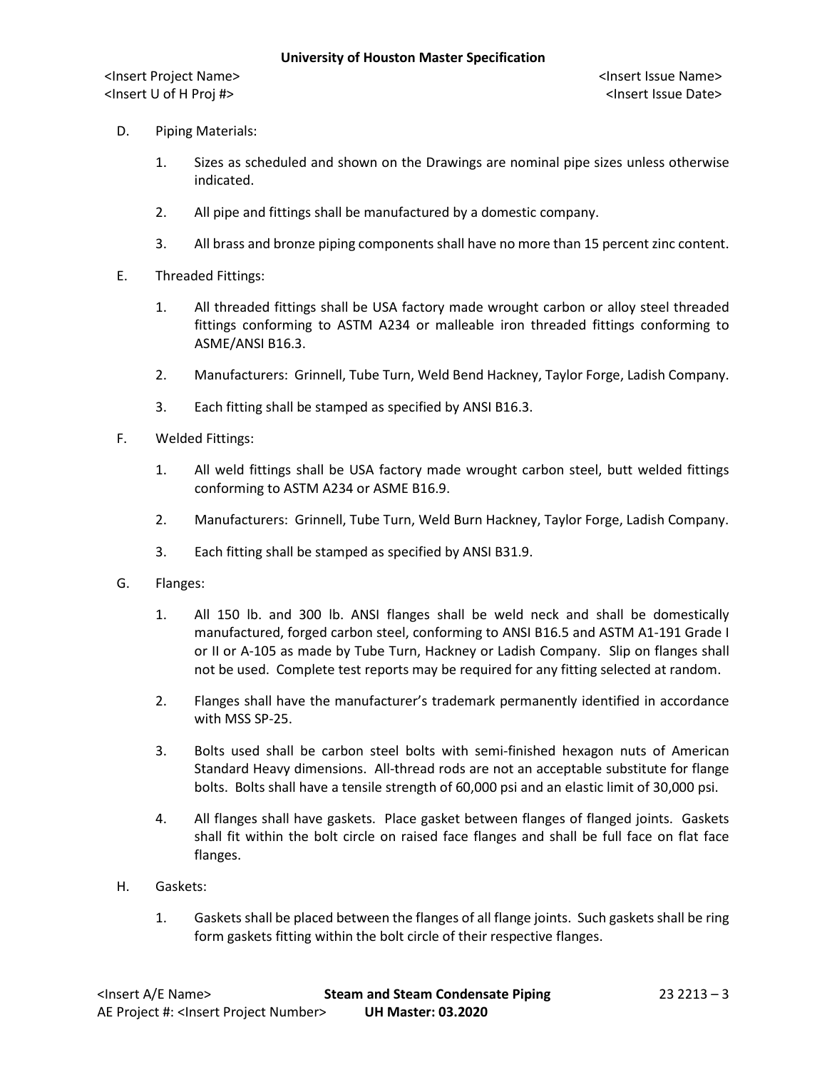D. Piping Materials:

1. Sizes as scheduled and shown on the Drawings are nominal pipe sizes unless otherwise indicated.

2. All pipe and fittings shall be manufactured by a domestic company.

3. All brass and bronze piping components shall have no more than 15 percent zinc content.

E. Threaded Fittings:

1. All threaded fittings shall be USA factory made wrought carbon or alloy steel threaded fittings conforming to ASTM A234 or malleable iron threaded fittings conforming to ASME/ANSI B16.3.

2. Manufacturers: Grinnell, Tube Turn, Weld Bend Hackney, Taylor Forge, Ladish Company.

3. Each fitting shall be stamped as specified by ANSI B16.3.

F. Welded Fittings:

1. All weld fittings shall be USA factory made wrought carbon steel, butt welded fittings conforming to ASTM A234 or ASME B16.9.

2. Manufacturers: Grinnell, Tube Turn, Weld Burn Hackney, Taylor Forge, Ladish Company.

3. Each fitting shall be stamped as specified by ANSI B31.9.

G. Flanges:

1. All 150 lb. and 300 lb. ANSI flanges shall be weld neck and shall be domestically manufactured, forged carbon steel, conforming to ANSI B16.5 and ASTM A1-191 Grade I or II or A-105 as made by Tube Turn, Hackney or Ladish Company. Slip on flanges shall not be used. Complete test reports may be required for any fitting selected at random.

2. Flanges shall have the manufacturer's trademark permanently identified in accordance with MSS SP-25.

3. Bolts used shall be carbon steel bolts with semi-finished hexagon nuts of American Standard Heavy dimensions. All-thread rods are not an acceptable substitute for flange bolts. Bolts shall have a tensile strength of 60,000 psi and an elastic limit of 30,000 psi.

4. All flanges shall have gaskets. Place gasket between flanges of flanged joints. Gaskets shall fit within the bolt circle on raised face flanges and shall be full face on flat face flanges.

H. Gaskets:

1. Gaskets shall be placed between the flanges of all flange joints. Such gaskets shall be ring form gaskets fitting within the bolt circle of their respective flanges.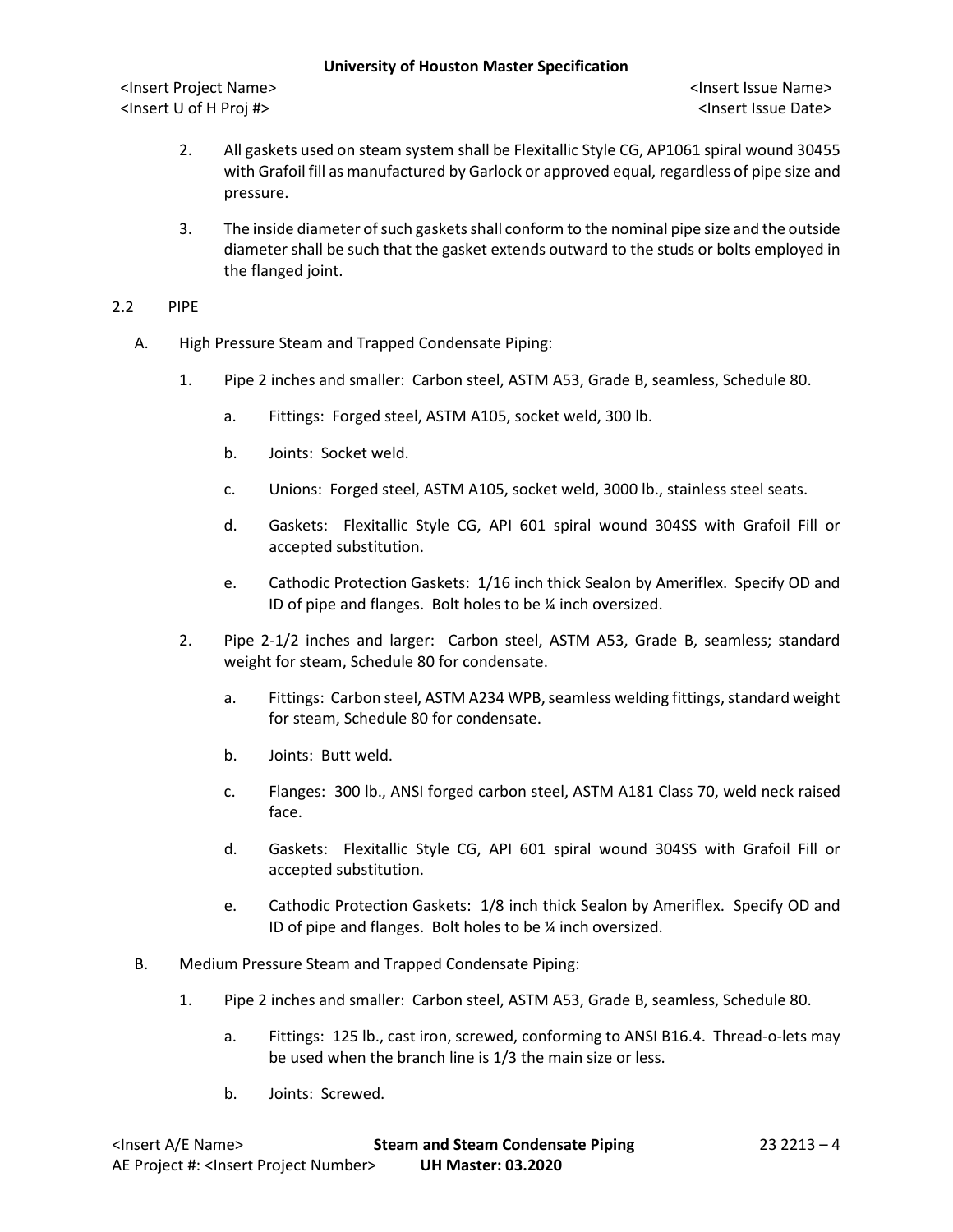2. All gaskets used on steam system shall be Flexitallic Style CG, AP1061 spiral wound 30455 with Grafoil fill as manufactured by Garlock or approved equal, regardless of pipe size and pressure.

3. The inside diameter of such gaskets shall conform to the nominal pipe size and the outside diameter shall be such that the gasket extends outward to the studs or bolts employed in the flanged joint.

## 2.2 PIPE

A. High Pressure Steam and Trapped Condensate Piping:

1. Pipe 2 inches and smaller: Carbon steel, ASTM A53, Grade B, seamless, Schedule 80.

   a. Fittings: Forged steel, ASTM A105, socket weld, 300 lb.

   b. Joints: Socket weld.

   c. Unions: Forged steel, ASTM A105, socket weld, 3000 lb., stainless steel seats.

   d. Gaskets: Flexitallic Style CG, API 601 spiral wound 304SS with Grafoil Fill or accepted substitution.

   e. Cathodic Protection Gaskets: 1/16 inch thick Sealon by Ameriflex. Specify OD and ID of pipe and flanges. Bolt holes to be ¼ inch oversized.

2. Pipe 2-1/2 inches and larger: Carbon steel, ASTM A53, Grade B, seamless; standard weight for steam, Schedule 80 for condensate.

   a. Fittings: Carbon steel, ASTM A234 WPB, seamless welding fittings, standard weight for steam, Schedule 80 for condensate.

   b. Joints: Butt weld.

   c. Flanges: 300 lb., ANSI forged carbon steel, ASTM A181 Class 70, weld neck raised face.

   d. Gaskets: Flexitallic Style CG, API 601 spiral wound 304SS with Grafoil Fill or accepted substitution.

   e. Cathodic Protection Gaskets: 1/8 inch thick Sealon by Ameriflex. Specify OD and ID of pipe and flanges. Bolt holes to be ¼ inch oversized.

B. Medium Pressure Steam and Trapped Condensate Piping:

1. Pipe 2 inches and smaller: Carbon steel, ASTM A53, Grade B, seamless, Schedule 80.

   a. Fittings: 125 lb., cast iron, screwed, conforming to ANSI B16.4. Thread-o-lets may be used when the branch line is 1/3 the main size or less.

   b. Joints: Screwed.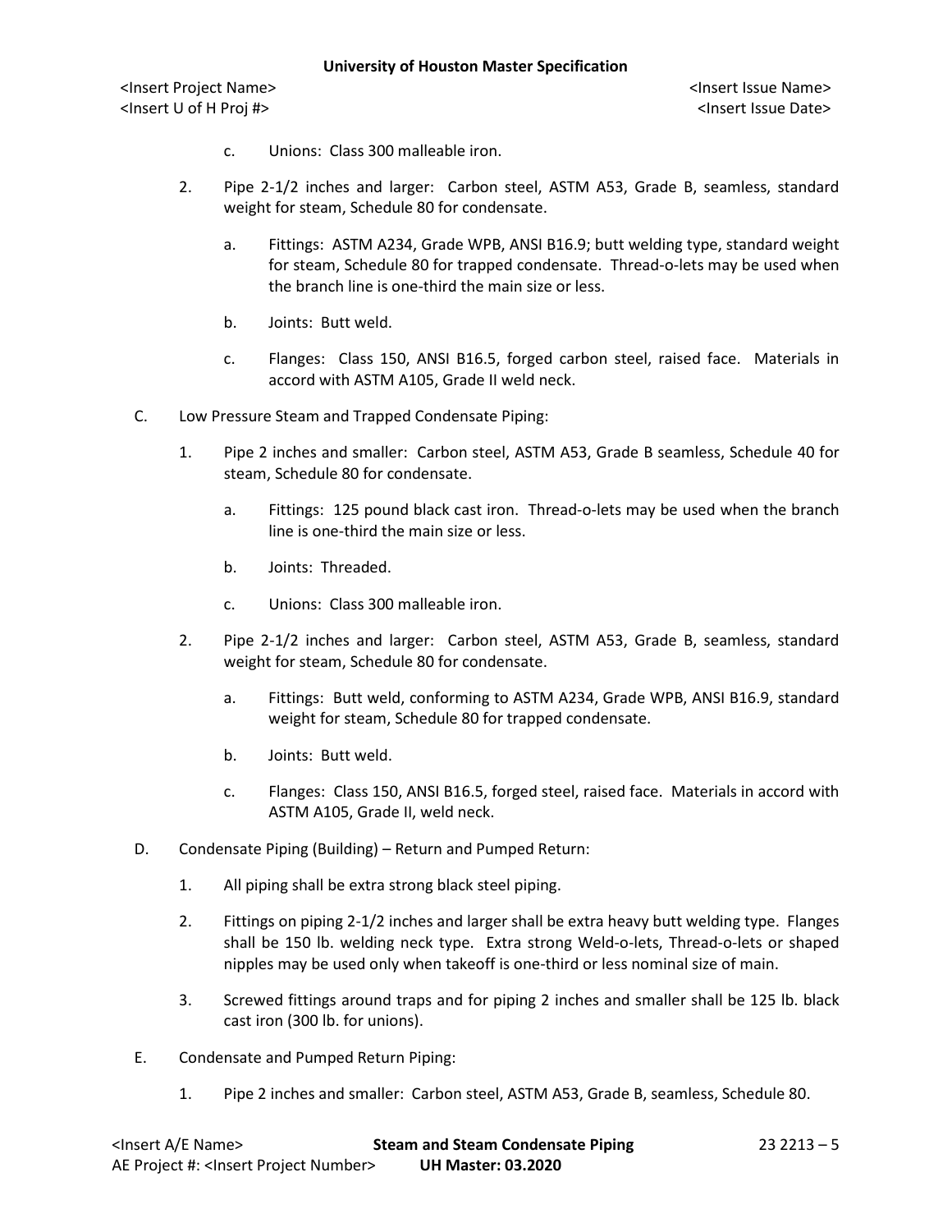c. Unions: Class 300 malleable iron.

2. Pipe 2-1/2 inches and larger: Carbon steel, ASTM A53, Grade B, seamless, standard weight for steam, Schedule 80 for condensate.

   a. Fittings: ASTM A234, Grade WPB, ANSI B16.9; butt welding type, standard weight for steam, Schedule 80 for trapped condensate. Thread-o-lets may be used when the branch line is one-third the main size or less.

   b. Joints: Butt weld.

   c. Flanges: Class 150, ANSI B16.5, forged carbon steel, raised face. Materials in accord with ASTM A105, Grade II weld neck.

C. Low Pressure Steam and Trapped Condensate Piping:

1. Pipe 2 inches and smaller: Carbon steel, ASTM A53, Grade B seamless, Schedule 40 for steam, Schedule 80 for condensate.

   a. Fittings: 125 pound black cast iron. Thread-o-lets may be used when the branch line is one-third the main size or less.

   b. Joints: Threaded.

   c. Unions: Class 300 malleable iron.

2. Pipe 2-1/2 inches and larger: Carbon steel, ASTM A53, Grade B, seamless, standard weight for steam, Schedule 80 for condensate.

   a. Fittings: Butt weld, conforming to ASTM A234, Grade WPB, ANSI B16.9, standard weight for steam, Schedule 80 for trapped condensate.

   b. Joints: Butt weld.

   c. Flanges: Class 150, ANSI B16.5, forged steel, raised face. Materials in accord with ASTM A105, Grade II, weld neck.

D. Condensate Piping (Building) – Return and Pumped Return:

1. All piping shall be extra strong black steel piping.

2. Fittings on piping 2-1/2 inches and larger shall be extra heavy butt welding type. Flanges shall be 150 lb. welding neck type. Extra strong Weld-o-lets, Thread-o-lets or shaped nipples may be used only when takeoff is one-third or less nominal size of main.

3. Screwed fittings around traps and for piping 2 inches and smaller shall be 125 lb. black cast iron (300 lb. for unions).

E. Condensate and Pumped Return Piping:

1. Pipe 2 inches and smaller: Carbon steel, ASTM A53, Grade B, seamless, Schedule 80.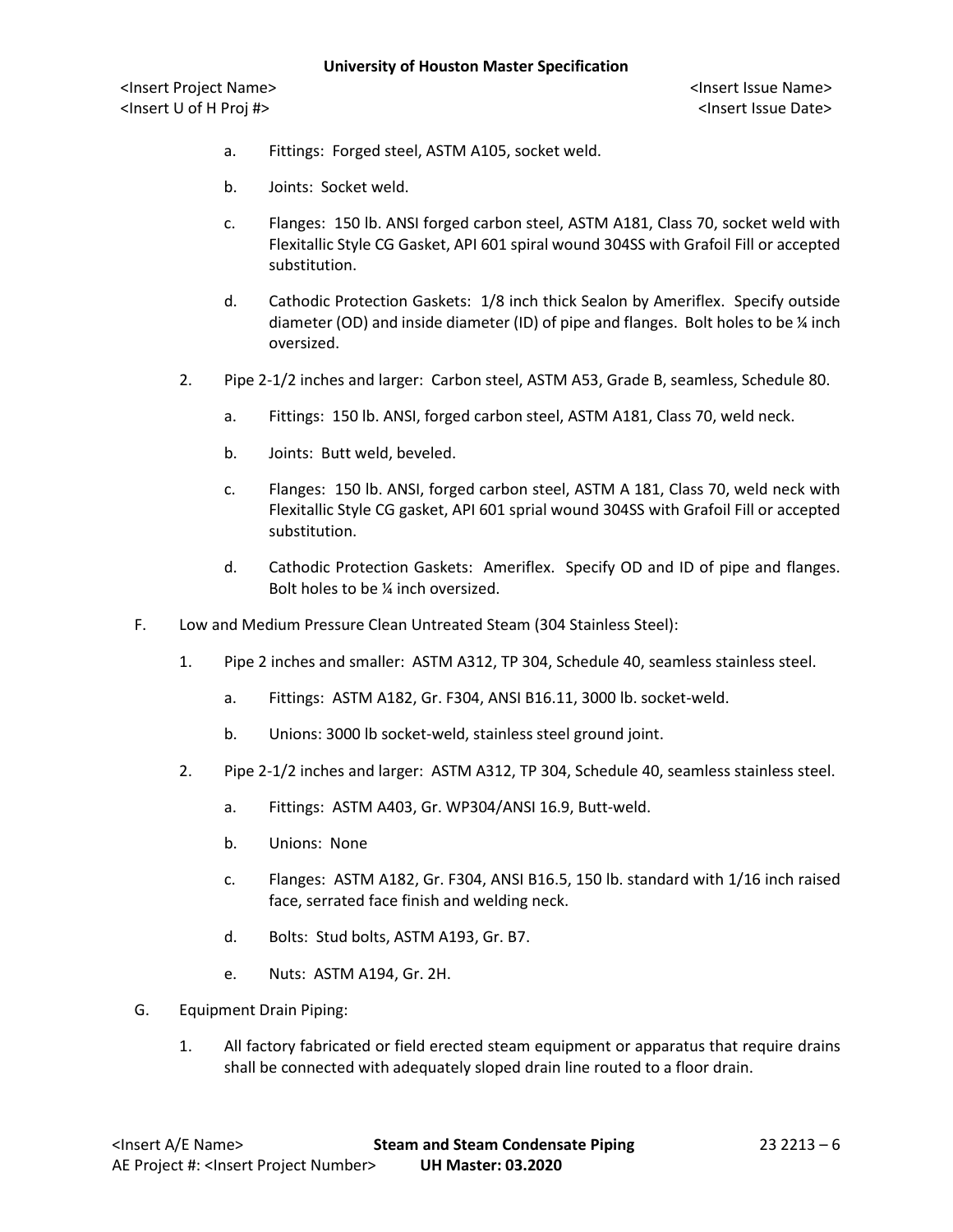a. Fittings: Forged steel, ASTM A105, socket weld.

b. Joints: Socket weld.

c. Flanges: 150 lb. ANSI forged carbon steel, ASTM A181, Class 70, socket weld with Flexitallic Style CG Gasket, API 601 spiral wound 304SS with Grafoil Fill or accepted substitution.

d. Cathodic Protection Gaskets: 1/8 inch thick Sealon by Ameriflex. Specify outside diameter (OD) and inside diameter (ID) of pipe and flanges. Bolt holes to be ¼ inch oversized.

2. Pipe 2-1/2 inches and larger: Carbon steel, ASTM A53, Grade B, seamless, Schedule 80.

   a. Fittings: 150 lb. ANSI, forged carbon steel, ASTM A181, Class 70, weld neck.

   b. Joints: Butt weld, beveled.

   c. Flanges: 150 lb. ANSI, forged carbon steel, ASTM A 181, Class 70, weld neck with Flexitallic Style CG gasket, API 601 sprial wound 304SS with Grafoil Fill or accepted substitution.

   d. Cathodic Protection Gaskets: Ameriflex. Specify OD and ID of pipe and flanges. Bolt holes to be ¼ inch oversized.

F. Low and Medium Pressure Clean Untreated Steam (304 Stainless Steel):

1. Pipe 2 inches and smaller: ASTM A312, TP 304, Schedule 40, seamless stainless steel.

   a. Fittings: ASTM A182, Gr. F304, ANSI B16.11, 3000 lb. socket-weld.

   b. Unions: 3000 lb socket-weld, stainless steel ground joint.

2. Pipe 2-1/2 inches and larger: ASTM A312, TP 304, Schedule 40, seamless stainless steel.

   a. Fittings: ASTM A403, Gr. WP304/ANSI 16.9, Butt-weld.

   b. Unions: None

   c. Flanges: ASTM A182, Gr. F304, ANSI B16.5, 150 lb. standard with 1/16 inch raised face, serrated face finish and welding neck.

   d. Bolts: Stud bolts, ASTM A193, Gr. B7.

   e. Nuts: ASTM A194, Gr. 2H.

G. Equipment Drain Piping:

1. All factory fabricated or field erected steam equipment or apparatus that require drains shall be connected with adequately sloped drain line routed to a floor drain.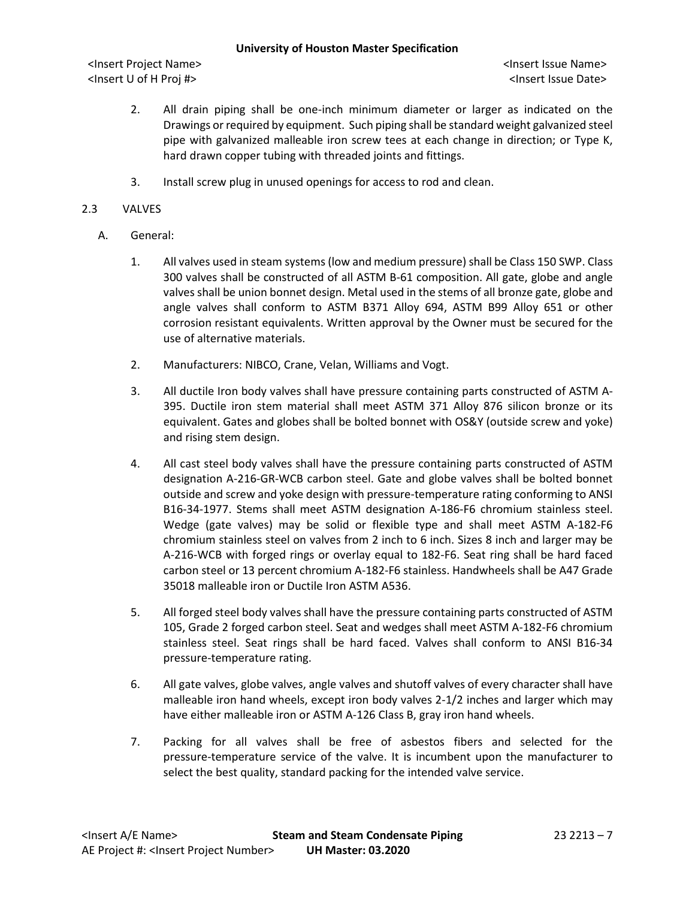2. All drain piping shall be one-inch minimum diameter or larger as indicated on the Drawings or required by equipment. Such piping shall be standard weight galvanized steel pipe with galvanized malleable iron screw tees at each change in direction; or Type K, hard drawn copper tubing with threaded joints and fittings.

3. Install screw plug in unused openings for access to rod and clean.

## 2.3 VALVES

A. General:

1. All valves used in steam systems (low and medium pressure) shall be Class 150 SWP. Class 300 valves shall be constructed of all ASTM B-61 composition. All gate, globe and angle valves shall be union bonnet design. Metal used in the stems of all bronze gate, globe and angle valves shall conform to ASTM B371 Alloy 694, ASTM B99 Alloy 651 or other corrosion resistant equivalents. Written approval by the Owner must be secured for the use of alternative materials.

2. Manufacturers: NIBCO, Crane, Velan, Williams and Vogt.

3. All ductile Iron body valves shall have pressure containing parts constructed of ASTM A-395. Ductile iron stem material shall meet ASTM 371 Alloy 876 silicon bronze or its equivalent. Gates and globes shall be bolted bonnet with OS&Y (outside screw and yoke) and rising stem design.

4. All cast steel body valves shall have the pressure containing parts constructed of ASTM designation A-216-GR-WCB carbon steel. Gate and globe valves shall be bolted bonnet outside and screw and yoke design with pressure-temperature rating conforming to ANSI B16-34-1977. Stems shall meet ASTM designation A-186-F6 chromium stainless steel. Wedge (gate valves) may be solid or flexible type and shall meet ASTM A-182-F6 chromium stainless steel on valves from 2 inch to 6 inch. Sizes 8 inch and larger may be A-216-WCB with forged rings or overlay equal to 182-F6. Seat ring shall be hard faced carbon steel or 13 percent chromium A-182-F6 stainless. Handwheels shall be A47 Grade 35018 malleable iron or Ductile Iron ASTM A536.

5. All forged steel body valves shall have the pressure containing parts constructed of ASTM 105, Grade 2 forged carbon steel. Seat and wedges shall meet ASTM A-182-F6 chromium stainless steel. Seat rings shall be hard faced. Valves shall conform to ANSI B16-34 pressure-temperature rating.

6. All gate valves, globe valves, angle valves and shutoff valves of every character shall have malleable iron hand wheels, except iron body valves 2-1/2 inches and larger which may have either malleable iron or ASTM A-126 Class B, gray iron hand wheels.

7. Packing for all valves shall be free of asbestos fibers and selected for the pressure-temperature service of the valve. It is incumbent upon the manufacturer to select the best quality, standard packing for the intended valve service.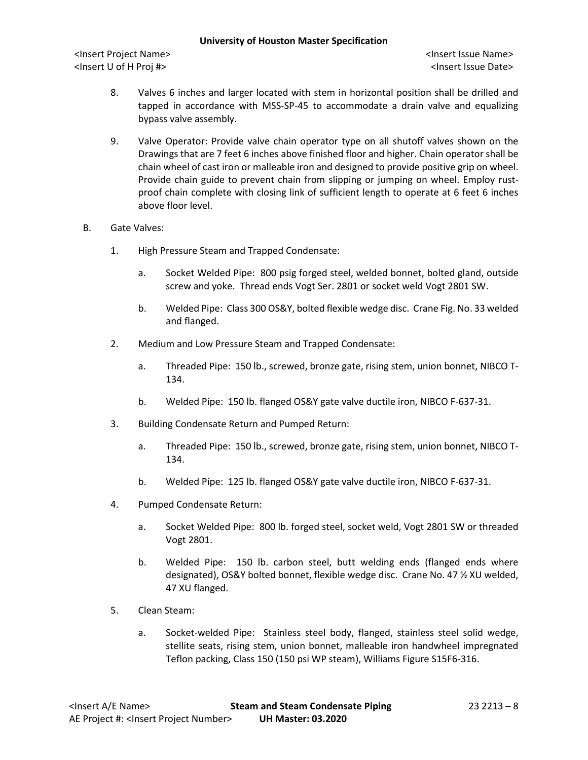8. Valves 6 inches and larger located with stem in horizontal position shall be drilled and tapped in accordance with MSS-SP-45 to accommodate a drain valve and equalizing bypass valve assembly.

9. Valve Operator: Provide valve chain operator type on all shutoff valves shown on the Drawings that are 7 feet 6 inches above finished floor and higher. Chain operator shall be chain wheel of cast iron or malleable iron and designed to provide positive grip on wheel. Provide chain guide to prevent chain from slipping or jumping on wheel. Employ rust-proof chain complete with closing link of sufficient length to operate at 6 feet 6 inches above floor level.

B. Gate Valves:

1. High Pressure Steam and Trapped Condensate:

   a. Socket Welded Pipe: 800 psig forged steel, welded bonnet, bolted gland, outside screw and yoke. Thread ends Vogt Ser. 2801 or socket weld Vogt 2801 SW.

   b. Welded Pipe: Class 300 OS&Y, bolted flexible wedge disc. Crane Fig. No. 33 welded and flanged.

2. Medium and Low Pressure Steam and Trapped Condensate:

   a. Threaded Pipe: 150 lb., screwed, bronze gate, rising stem, union bonnet, NIBCO T-134.

   b. Welded Pipe: 150 lb. flanged OS&Y gate valve ductile iron, NIBCO F-637-31.

3. Building Condensate Return and Pumped Return:

   a. Threaded Pipe: 150 lb., screwed, bronze gate, rising stem, union bonnet, NIBCO T-134.

   b. Welded Pipe: 125 lb. flanged OS&Y gate valve ductile iron, NIBCO F-637-31.

4. Pumped Condensate Return:

   a. Socket Welded Pipe: 800 lb. forged steel, socket weld, Vogt 2801 SW or threaded Vogt 2801.

   b. Welded Pipe: 150 lb. carbon steel, butt welding ends (flanged ends where designated), OS&Y bolted bonnet, flexible wedge disc. Crane No. 47 ½ XU welded, 47 XU flanged.

5. Clean Steam:

   a. Socket-welded Pipe: Stainless steel body, flanged, stainless steel solid wedge, stellite seats, rising stem, union bonnet, malleable iron handwheel impregnated Teflon packing, Class 150 (150 psi WP steam), Williams Figure S15F6-316.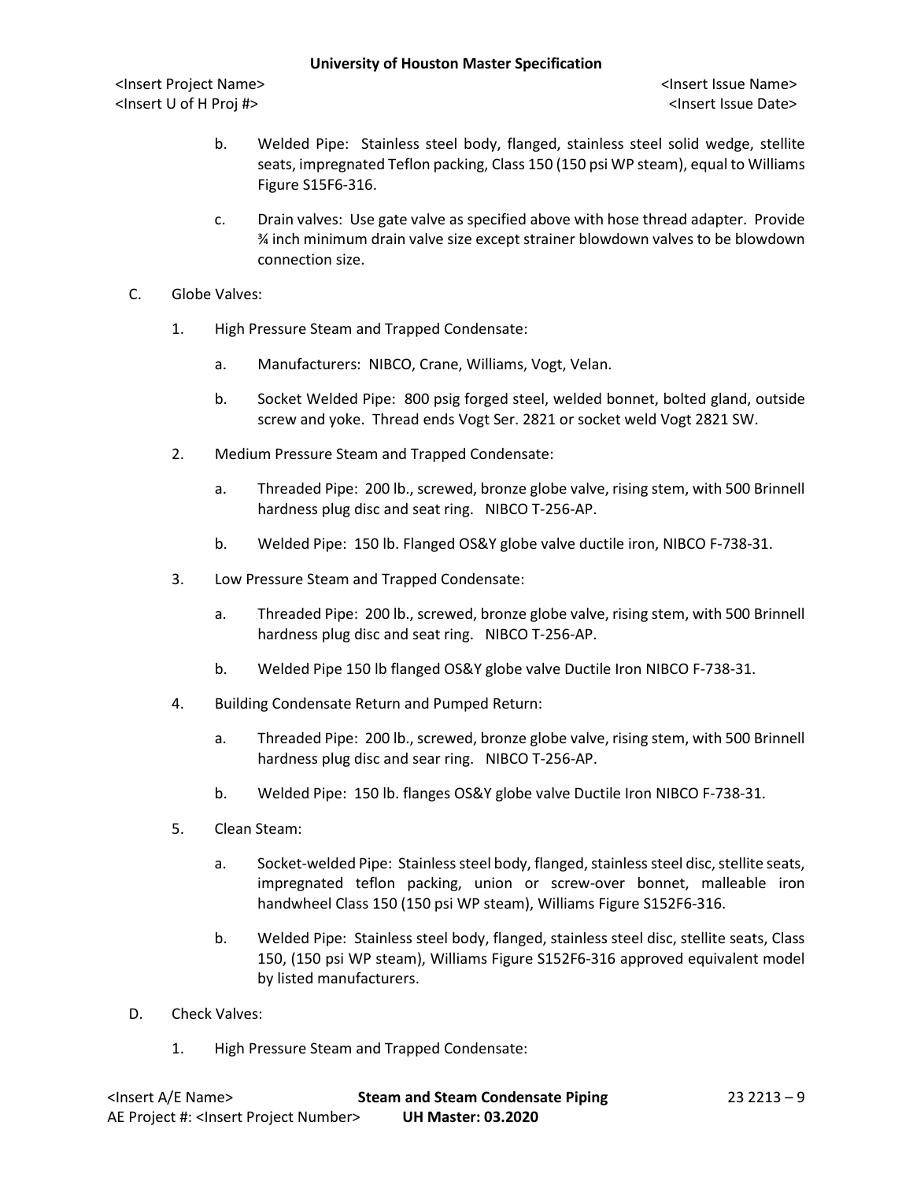b. Welded Pipe: Stainless steel body, flanged, stainless steel solid wedge, stellite seats, impregnated Teflon packing, Class 150 (150 psi WP steam), equal to Williams Figure S15F6-316.

c. Drain valves: Use gate valve as specified above with hose thread adapter. Provide ¾ inch minimum drain valve size except strainer blowdown valves to be blowdown connection size.

C. Globe Valves:

1. High Pressure Steam and Trapped Condensate:

   a. Manufacturers: NIBCO, Crane, Williams, Vogt, Velan.

   b. Socket Welded Pipe: 800 psig forged steel, welded bonnet, bolted gland, outside screw and yoke. Thread ends Vogt Ser. 2821 or socket weld Vogt 2821 SW.

2. Medium Pressure Steam and Trapped Condensate:

   a. Threaded Pipe: 200 lb., screwed, bronze globe valve, rising stem, with 500 Brinnell hardness plug disc and seat ring. NIBCO T-256-AP.

   b. Welded Pipe: 150 lb. Flanged OS&Y globe valve ductile iron, NIBCO F-738-31.

3. Low Pressure Steam and Trapped Condensate:

   a. Threaded Pipe: 200 lb., screwed, bronze globe valve, rising stem, with 500 Brinnell hardness plug disc and seat ring. NIBCO T-256-AP.

   b. Welded Pipe 150 lb flanged OS&Y globe valve Ductile Iron NIBCO F-738-31.

4. Building Condensate Return and Pumped Return:

   a. Threaded Pipe: 200 lb., screwed, bronze globe valve, rising stem, with 500 Brinnell hardness plug disc and sear ring. NIBCO T-256-AP.

   b. Welded Pipe: 150 lb. flanges OS&Y globe valve Ductile Iron NIBCO F-738-31.

5. Clean Steam:

   a. Socket-welded Pipe: Stainless steel body, flanged, stainless steel disc, stellite seats, impregnated teflon packing, union or screw-over bonnet, malleable iron handwheel Class 150 (150 psi WP steam), Williams Figure S152F6-316.

   b. Welded Pipe: Stainless steel body, flanged, stainless steel disc, stellite seats, Class 150, (150 psi WP steam), Williams Figure S152F6-316 approved equivalent model by listed manufacturers.

D. Check Valves:

1. High Pressure Steam and Trapped Condensate: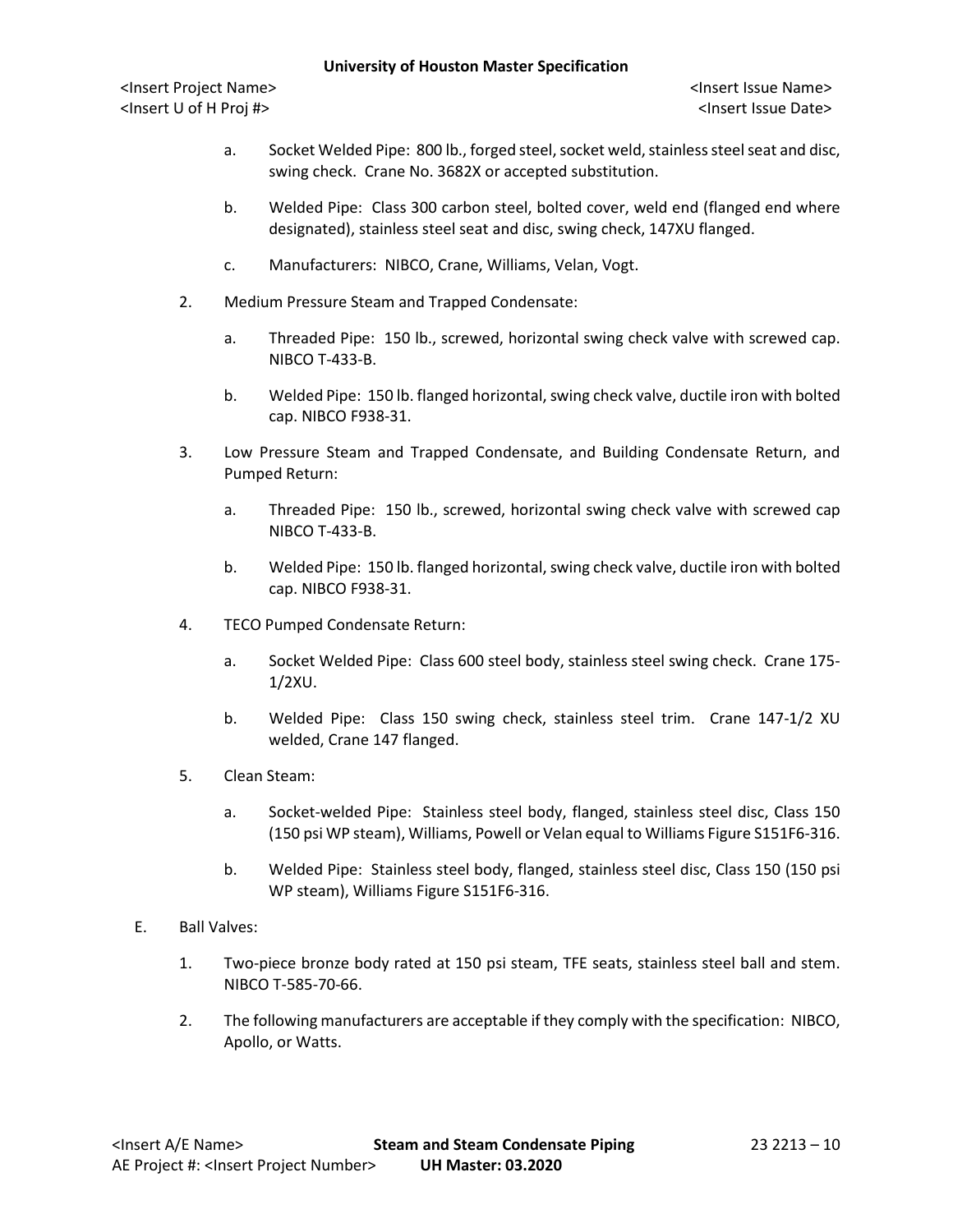a. Socket Welded Pipe: 800 lb., forged steel, socket weld, stainless steel seat and disc, swing check. Crane No. 3682X or accepted substitution.

b. Welded Pipe: Class 300 carbon steel, bolted cover, weld end (flanged end where designated), stainless steel seat and disc, swing check, 147XU flanged.

c. Manufacturers: NIBCO, Crane, Williams, Velan, Vogt.

2. Medium Pressure Steam and Trapped Condensate:

a. Threaded Pipe: 150 lb., screwed, horizontal swing check valve with screwed cap. NIBCO T-433-B.

b. Welded Pipe: 150 lb. flanged horizontal, swing check valve, ductile iron with bolted cap. NIBCO F938-31.

3. Low Pressure Steam and Trapped Condensate, and Building Condensate Return, and Pumped Return:

a. Threaded Pipe: 150 lb., screwed, horizontal swing check valve with screwed cap NIBCO T-433-B.

b. Welded Pipe: 150 lb. flanged horizontal, swing check valve, ductile iron with bolted cap. NIBCO F938-31.

4. TECO Pumped Condensate Return:

a. Socket Welded Pipe: Class 600 steel body, stainless steel swing check. Crane 175-1/2XU.

b. Welded Pipe: Class 150 swing check, stainless steel trim. Crane 147-1/2 XU welded, Crane 147 flanged.

5. Clean Steam:

a. Socket-welded Pipe: Stainless steel body, flanged, stainless steel disc, Class 150 (150 psi WP steam), Williams, Powell or Velan equal to Williams Figure S151F6-316.

b. Welded Pipe: Stainless steel body, flanged, stainless steel disc, Class 150 (150 psi WP steam), Williams Figure S151F6-316.

E. Ball Valves:

1. Two-piece bronze body rated at 150 psi steam, TFE seats, stainless steel ball and stem. NIBCO T-585-70-66.

2. The following manufacturers are acceptable if they comply with the specification: NIBCO, Apollo, or Watts.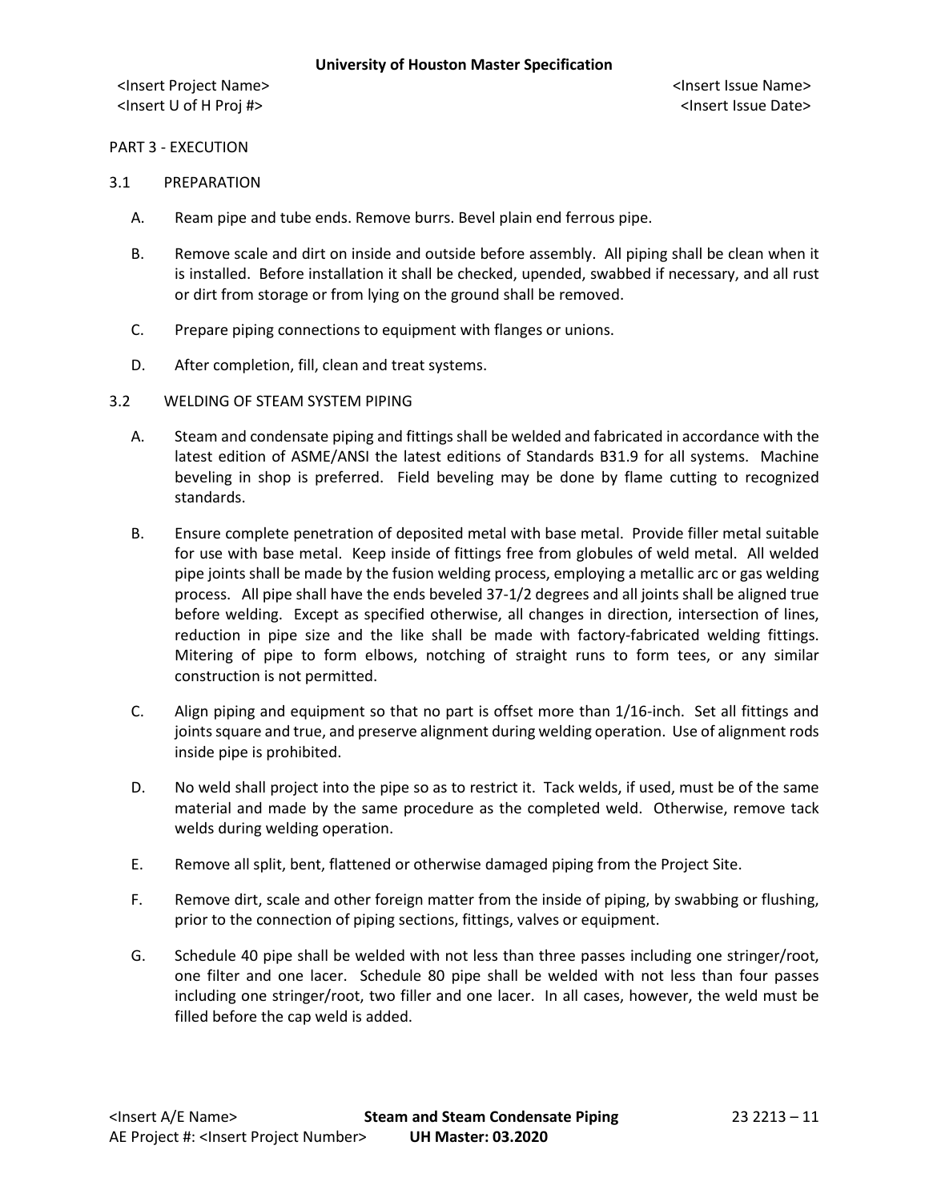PART 3 - EXECUTION

3.1 PREPARATION

A. Ream pipe and tube ends. Remove burrs. Bevel plain end ferrous pipe.

B. Remove scale and dirt on inside and outside before assembly. All piping shall be clean when it is installed. Before installation it shall be checked, upended, swabbed if necessary, and all rust or dirt from storage or from lying on the ground shall be removed.

C. Prepare piping connections to equipment with flanges or unions.

D. After completion, fill, clean and treat systems.

3.2 WELDING OF STEAM SYSTEM PIPING

A. Steam and condensate piping and fittings shall be welded and fabricated in accordance with the latest edition of ASME/ANSI the latest editions of Standards B31.9 for all systems. Machine beveling in shop is preferred. Field beveling may be done by flame cutting to recognized standards.

B. Ensure complete penetration of deposited metal with base metal. Provide filler metal suitable for use with base metal. Keep inside of fittings free from globules of weld metal. All welded pipe joints shall be made by the fusion welding process, employing a metallic arc or gas welding process. All pipe shall have the ends beveled 37-1/2 degrees and all joints shall be aligned true before welding. Except as specified otherwise, all changes in direction, intersection of lines, reduction in pipe size and the like shall be made with factory-fabricated welding fittings. Mitering of pipe to form elbows, notching of straight runs to form tees, or any similar construction is not permitted.

C. Align piping and equipment so that no part is offset more than 1/16-inch. Set all fittings and joints square and true, and preserve alignment during welding operation. Use of alignment rods inside pipe is prohibited.

D. No weld shall project into the pipe so as to restrict it. Tack welds, if used, must be of the same material and made by the same procedure as the completed weld. Otherwise, remove tack welds during welding operation.

E. Remove all split, bent, flattened or otherwise damaged piping from the Project Site.

F. Remove dirt, scale and other foreign matter from the inside of piping, by swabbing or flushing, prior to the connection of piping sections, fittings, valves or equipment.

G. Schedule 40 pipe shall be welded with not less than three passes including one stringer/root, one filter and one lacer. Schedule 80 pipe shall be welded with not less than four passes including one stringer/root, two filler and one lacer. In all cases, however, the weld must be filled before the cap weld is added.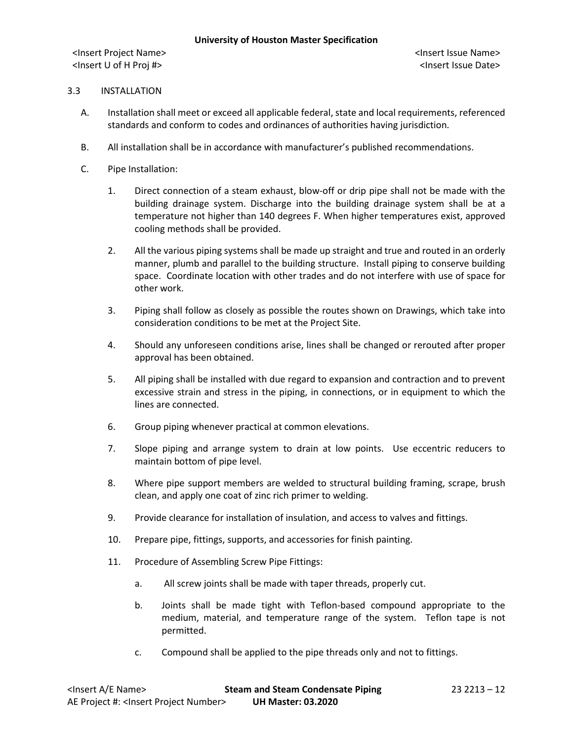3.3 INSTALLATION

A. Installation shall meet or exceed all applicable federal, state and local requirements, referenced standards and conform to codes and ordinances of authorities having jurisdiction.

B. All installation shall be in accordance with manufacturer's published recommendations.

C. Pipe Installation:

1. Direct connection of a steam exhaust, blow-off or drip pipe shall not be made with the building drainage system. Discharge into the building drainage system shall be at a temperature not higher than 140 degrees F. When higher temperatures exist, approved cooling methods shall be provided.

2. All the various piping systems shall be made up straight and true and routed in an orderly manner, plumb and parallel to the building structure. Install piping to conserve building space. Coordinate location with other trades and do not interfere with use of space for other work.

3. Piping shall follow as closely as possible the routes shown on Drawings, which take into consideration conditions to be met at the Project Site.

4. Should any unforeseen conditions arise, lines shall be changed or rerouted after proper approval has been obtained.

5. All piping shall be installed with due regard to expansion and contraction and to prevent excessive strain and stress in the piping, in connections, or in equipment to which the lines are connected.

6. Group piping whenever practical at common elevations.

7. Slope piping and arrange system to drain at low points. Use eccentric reducers to maintain bottom of pipe level.

8. Where pipe support members are welded to structural building framing, scrape, brush clean, and apply one coat of zinc rich primer to welding.

9. Provide clearance for installation of insulation, and access to valves and fittings.

10. Prepare pipe, fittings, supports, and accessories for finish painting.

11. Procedure of Assembling Screw Pipe Fittings:

    a. All screw joints shall be made with taper threads, properly cut.

    b. Joints shall be made tight with Teflon-based compound appropriate to the medium, material, and temperature range of the system. Teflon tape is not permitted.

    c. Compound shall be applied to the pipe threads only and not to fittings.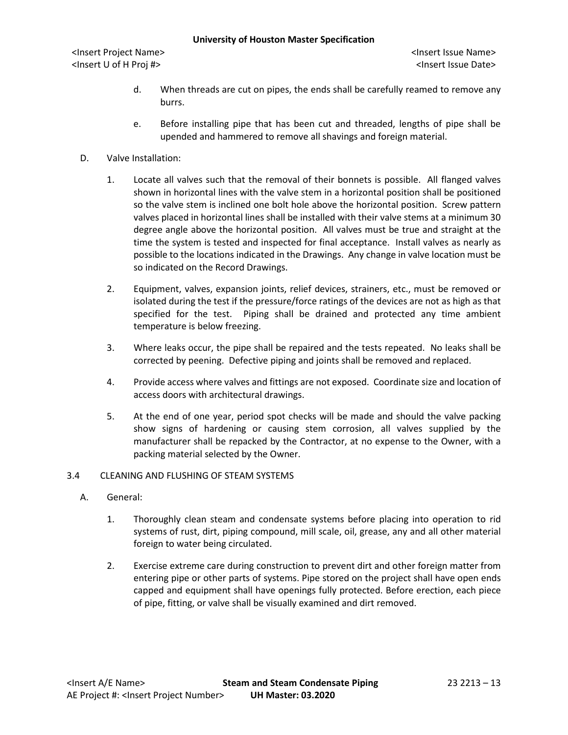d. When threads are cut on pipes, the ends shall be carefully reamed to remove any burrs.

e. Before installing pipe that has been cut and threaded, lengths of pipe shall be upended and hammered to remove all shavings and foreign material.

D. Valve Installation:

1. Locate all valves such that the removal of their bonnets is possible. All flanged valves shown in horizontal lines with the valve stem in a horizontal position shall be positioned so the valve stem is inclined one bolt hole above the horizontal position. Screw pattern valves placed in horizontal lines shall be installed with their valve stems at a minimum 30 degree angle above the horizontal position. All valves must be true and straight at the time the system is tested and inspected for final acceptance. Install valves as nearly as possible to the locations indicated in the Drawings. Any change in valve location must be so indicated on the Record Drawings.

2. Equipment, valves, expansion joints, relief devices, strainers, etc., must be removed or isolated during the test if the pressure/force ratings of the devices are not as high as that specified for the test. Piping shall be drained and protected any time ambient temperature is below freezing.

3. Where leaks occur, the pipe shall be repaired and the tests repeated. No leaks shall be corrected by peening. Defective piping and joints shall be removed and replaced.

4. Provide access where valves and fittings are not exposed. Coordinate size and location of access doors with architectural drawings.

5. At the end of one year, period spot checks will be made and should the valve packing show signs of hardening or causing stem corrosion, all valves supplied by the manufacturer shall be repacked by the Contractor, at no expense to the Owner, with a packing material selected by the Owner.

3.4 CLEANING AND FLUSHING OF STEAM SYSTEMS

A. General:

1. Thoroughly clean steam and condensate systems before placing into operation to rid systems of rust, dirt, piping compound, mill scale, oil, grease, any and all other material foreign to water being circulated.

2. Exercise extreme care during construction to prevent dirt and other foreign matter from entering pipe or other parts of systems. Pipe stored on the project shall have open ends capped and equipment shall have openings fully protected. Before erection, each piece of pipe, fitting, or valve shall be visually examined and dirt removed.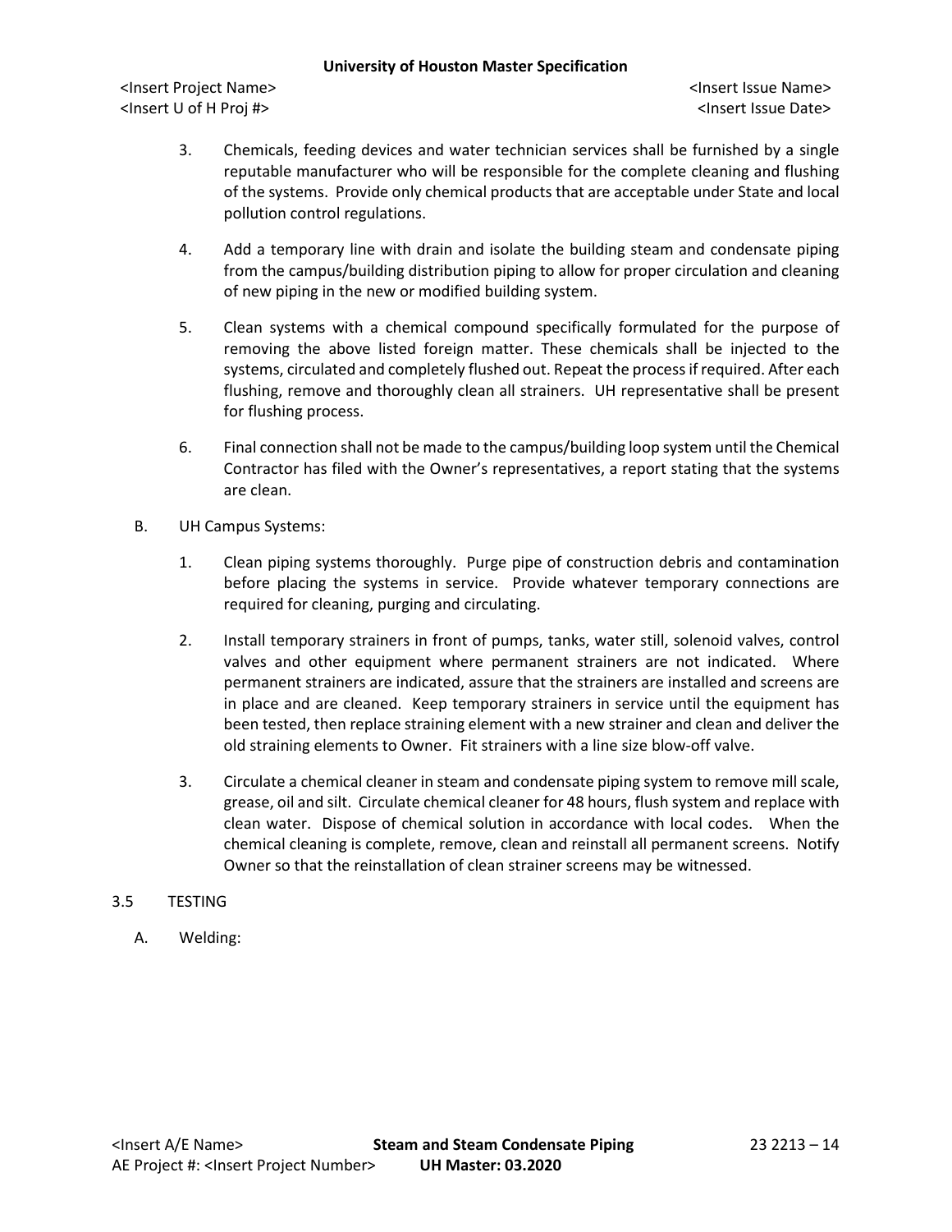3. Chemicals, feeding devices and water technician services shall be furnished by a single reputable manufacturer who will be responsible for the complete cleaning and flushing of the systems. Provide only chemical products that are acceptable under State and local pollution control regulations.

4. Add a temporary line with drain and isolate the building steam and condensate piping from the campus/building distribution piping to allow for proper circulation and cleaning of new piping in the new or modified building system.

5. Clean systems with a chemical compound specifically formulated for the purpose of removing the above listed foreign matter. These chemicals shall be injected to the systems, circulated and completely flushed out. Repeat the process if required. After each flushing, remove and thoroughly clean all strainers. UH representative shall be present for flushing process.

6. Final connection shall not be made to the campus/building loop system until the Chemical Contractor has filed with the Owner's representatives, a report stating that the systems are clean.

B. UH Campus Systems:

1. Clean piping systems thoroughly. Purge pipe of construction debris and contamination before placing the systems in service. Provide whatever temporary connections are required for cleaning, purging and circulating.

2. Install temporary strainers in front of pumps, tanks, water still, solenoid valves, control valves and other equipment where permanent strainers are not indicated. Where permanent strainers are indicated, assure that the strainers are installed and screens are in place and are cleaned. Keep temporary strainers in service until the equipment has been tested, then replace straining element with a new strainer and clean and deliver the old straining elements to Owner. Fit strainers with a line size blow-off valve.

3. Circulate a chemical cleaner in steam and condensate piping system to remove mill scale, grease, oil and silt. Circulate chemical cleaner for 48 hours, flush system and replace with clean water. Dispose of chemical solution in accordance with local codes. When the chemical cleaning is complete, remove, clean and reinstall all permanent screens. Notify Owner so that the reinstallation of clean strainer screens may be witnessed.

## 3.5 TESTING

A. Welding: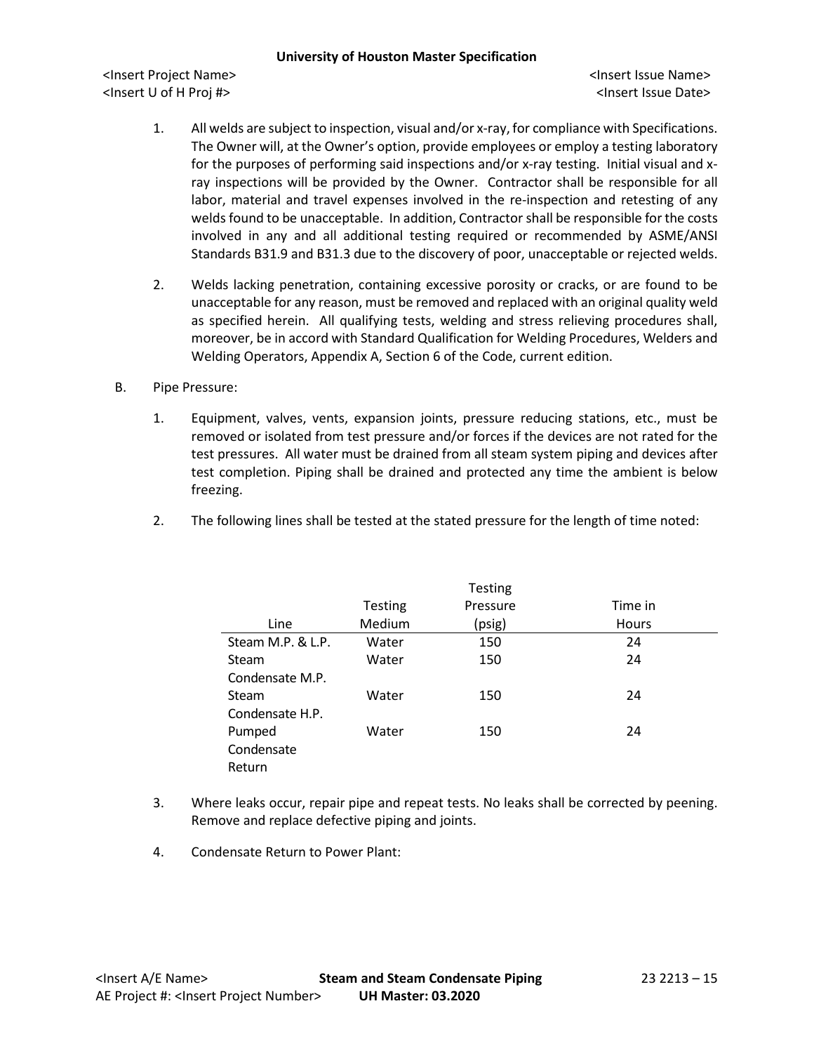1. All welds are subject to inspection, visual and/or x-ray, for compliance with Specifications. The Owner will, at the Owner's option, provide employees or employ a testing laboratory for the purposes of performing said inspections and/or x-ray testing. Initial visual and x-ray inspections will be provided by the Owner. Contractor shall be responsible for all labor, material and travel expenses involved in the re-inspection and retesting of any welds found to be unacceptable. In addition, Contractor shall be responsible for the costs involved in any and all additional testing required or recommended by ASME/ANSI Standards B31.9 and B31.3 due to the discovery of poor, unacceptable or rejected welds.

2. Welds lacking penetration, containing excessive porosity or cracks, or are found to be unacceptable for any reason, must be removed and replaced with an original quality weld as specified herein. All qualifying tests, welding and stress relieving procedures shall, moreover, be in accord with Standard Qualification for Welding Procedures, Welders and Welding Operators, Appendix A, Section 6 of the Code, current edition.

B. Pipe Pressure:

1. Equipment, valves, vents, expansion joints, pressure reducing stations, etc., must be removed or isolated from test pressure and/or forces if the devices are not rated for the test pressures. All water must be drained from all steam system piping and devices after test completion. Piping shall be drained and protected any time the ambient is below freezing.

2. The following lines shall be tested at the stated pressure for the length of time noted:

| Line | Testing Medium | Testing Pressure (psig) | Time in Hours |
|---|---|---|---|
| Steam M.P. & L.P. | Water | 150 | 24 |
| Steam Condensate M.P. | Water | 150 | 24 |
| Steam Condensate H.P. | Water | 150 | 24 |
| Pumped Condensate Return | Water | 150 | 24 |

3. Where leaks occur, repair pipe and repeat tests. No leaks shall be corrected by peening. Remove and replace defective piping and joints.

4. Condensate Return to Power Plant: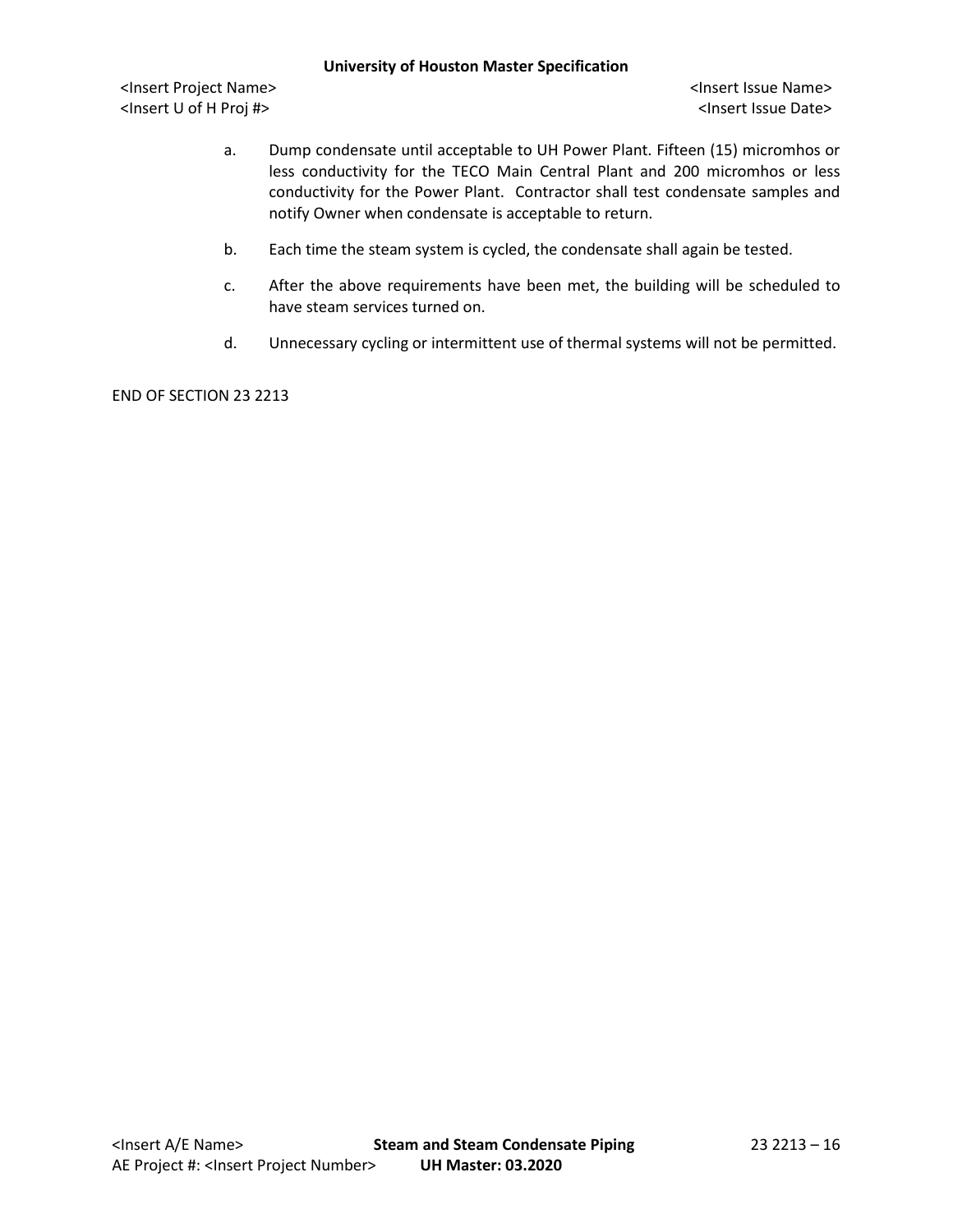a. Dump condensate until acceptable to UH Power Plant. Fifteen (15) micromhos or less conductivity for the TECO Main Central Plant and 200 micromhos or less conductivity for the Power Plant. Contractor shall test condensate samples and notify Owner when condensate is acceptable to return.

b. Each time the steam system is cycled, the condensate shall again be tested.

c. After the above requirements have been met, the building will be scheduled to have steam services turned on.

d. Unnecessary cycling or intermittent use of thermal systems will not be permitted.

END OF SECTION 23 2213